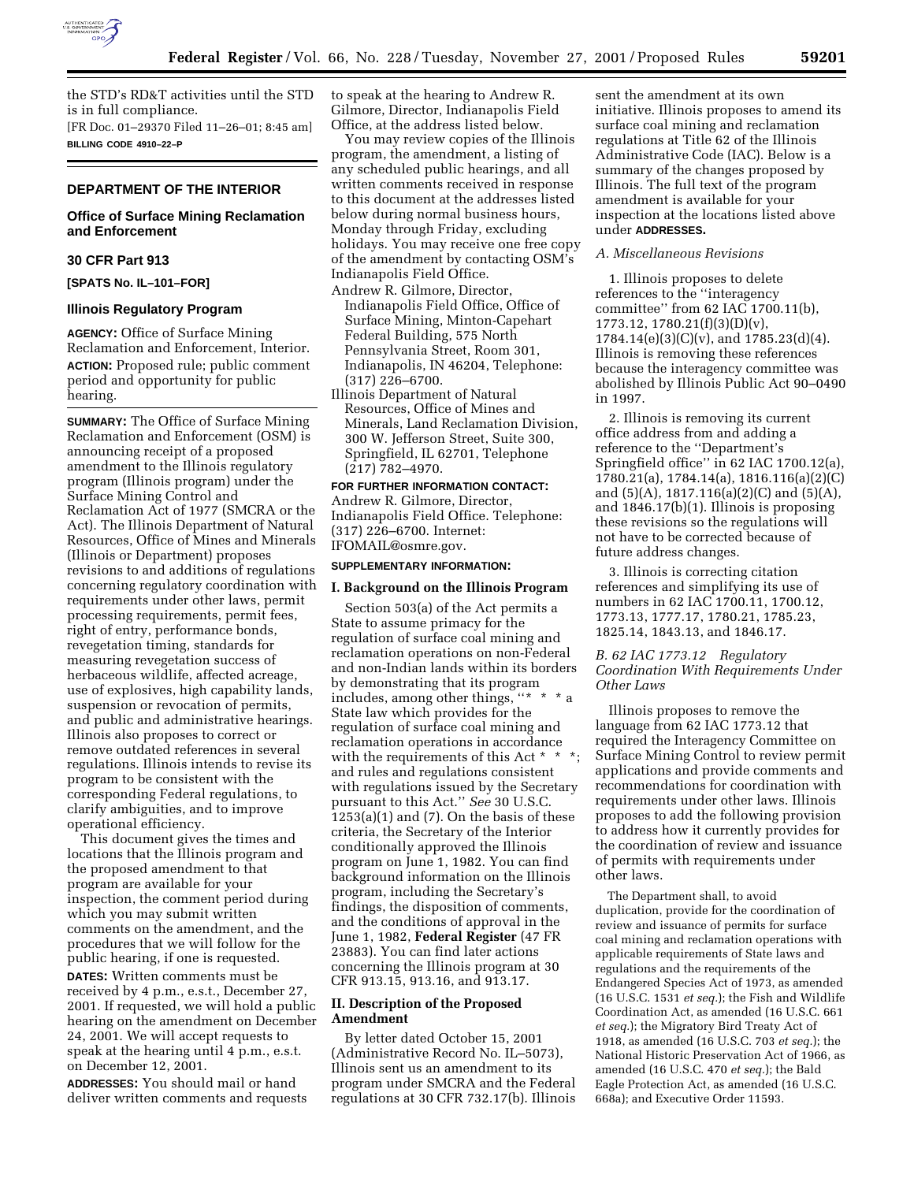the STD's RD&T activities until the STD is in full compliance.

[FR Doc. 01–29370 Filed 11–26–01; 8:45 am]

**BILLING CODE 4910–22–P**

## DEPARTMENT OF THE INTERIOR

### Office of Surface Mining Reclamation and Enforcement

### 30 CFR Part 913

**[SPATS No. IL–101–FOR]**

### Illinois Regulatory Program

**AGENCY:** Office of Surface Mining Reclamation and Enforcement, Interior.

**ACTION:** Proposed rule; public comment period and opportunity for public hearing.

**SUMMARY:** The Office of Surface Mining Reclamation and Enforcement (OSM) is announcing receipt of a proposed amendment to the Illinois regulatory program (Illinois program) under the Surface Mining Control and Reclamation Act of 1977 (SMCRA or the Act). The Illinois Department of Natural Resources, Office of Mines and Minerals (Illinois or Department) proposes revisions to and additions of regulations concerning regulatory coordination with requirements under other laws, permit processing requirements, permit fees, right of entry, performance bonds, revegetation timing, standards for measuring revegetation success of herbaceous wildlife, affected acreage, use of explosives, high capability lands, suspension or revocation of permits, and public and administrative hearings. Illinois also proposes to correct or remove outdated references in several regulations. Illinois intends to revise its program to be consistent with the corresponding Federal regulations, to clarify ambiguities, and to improve operational efficiency.

This document gives the times and locations that the Illinois program and the proposed amendment to that program are available for your inspection, the comment period during which you may submit written comments on the amendment, and the procedures that we will follow for the public hearing, if one is requested.

**DATES:** Written comments must be received by 4 p.m., e.s.t., December 27, 2001. If requested, we will hold a public hearing on the amendment on December 24, 2001. We will accept requests to speak at the hearing until 4 p.m., e.s.t. on December 12, 2001.

**ADDRESSES:** You should mail or hand deliver written comments and requests to speak at the hearing to Andrew R. Gilmore, Director, Indianapolis Field Office, at the address listed below.

You may review copies of the Illinois program, the amendment, a listing of any scheduled public hearings, and all written comments received in response to this document at the addresses listed below during normal business hours, Monday through Friday, excluding holidays. You may receive one free copy of the amendment by contacting OSM's Indianapolis Field Office.

Andrew R. Gilmore, Director, Indianapolis Field Office, Office of Surface Mining, Minton-Capehart Federal Building, 575 North Pennsylvania Street, Room 301, Indianapolis, IN 46204, Telephone: (317) 226–6700.

Illinois Department of Natural Resources, Office of Mines and Minerals, Land Reclamation Division, 300 W. Jefferson Street, Suite 300, Springfield, IL 62701, Telephone (217) 782–4970.

**FOR FURTHER INFORMATION CONTACT:** Andrew R. Gilmore, Director, Indianapolis Field Office. Telephone: (317) 226–6700. Internet: IFOMAIL@osmre.gov.

**SUPPLEMENTARY INFORMATION:**

### I. Background on the Illinois Program

Section 503(a) of the Act permits a State to assume primacy for the regulation of surface coal mining and reclamation operations on non-Federal and non-Indian lands within its borders by demonstrating that its program includes, among other things, "* * * a State law which provides for the regulation of surface coal mining and reclamation operations in accordance with the requirements of this Act * * *; and rules and regulations consistent with regulations issued by the Secretary pursuant to this Act." *See* 30 U.S.C. 1253(a)(1) and (7). On the basis of these criteria, the Secretary of the Interior conditionally approved the Illinois program on June 1, 1982. You can find background information on the Illinois program, including the Secretary's findings, the disposition of comments, and the conditions of approval in the June 1, 1982, **Federal Register** (47 FR 23883). You can find later actions concerning the Illinois program at 30 CFR 913.15, 913.16, and 913.17.

### II. Description of the Proposed Amendment

By letter dated October 15, 2001 (Administrative Record No. IL–5073), Illinois sent us an amendment to its program under SMCRA and the Federal regulations at 30 CFR 732.17(b). Illinois sent the amendment at its own initiative. Illinois proposes to amend its surface coal mining and reclamation regulations at Title 62 of the Illinois Administrative Code (IAC). Below is a summary of the changes proposed by Illinois. The full text of the program amendment is available for your inspection at the locations listed above under **ADDRESSES.**

#### *A. Miscellaneous Revisions*

1. Illinois proposes to delete references to the "interagency committee" from 62 IAC 1700.11(b), 1773.12, 1780.21(f)(3)(D)(v), 1784.14(e)(3)(C)(v), and 1785.23(d)(4). Illinois is removing these references because the interagency committee was abolished by Illinois Public Act 90–0490 in 1997.

2. Illinois is removing its current office address from and adding a reference to the "Department's Springfield office" in 62 IAC 1700.12(a), 1780.21(a), 1784.14(a), 1816.116(a)(2)(C) and (5)(A), 1817.116(a)(2)(C) and (5)(A), and 1846.17(b)(1). Illinois is proposing these revisions so the regulations will not have to be corrected because of future address changes.

3. Illinois is correcting citation references and simplifying its use of numbers in 62 IAC 1700.11, 1700.12, 1773.13, 1777.17, 1780.21, 1785.23, 1825.14, 1843.13, and 1846.17.

#### *B. 62 IAC 1773.12 Regulatory Coordination With Requirements Under Other Laws*

Illinois proposes to remove the language from 62 IAC 1773.12 that required the Interagency Committee on Surface Mining Control to review permit applications and provide comments and recommendations for coordination with requirements under other laws. Illinois proposes to add the following provision to address how it currently provides for the coordination of review and issuance of permits with requirements under other laws.

The Department shall, to avoid duplication, provide for the coordination of review and issuance of permits for surface coal mining and reclamation operations with applicable requirements of State laws and regulations and the requirements of the Endangered Species Act of 1973, as amended (16 U.S.C. 1531 *et seq.*); the Fish and Wildlife Coordination Act, as amended (16 U.S.C. 661 *et seq.*); the Migratory Bird Treaty Act of 1918, as amended (16 U.S.C. 703 *et seq.*); the National Historic Preservation Act of 1966, as amended (16 U.S.C. 470 *et seq.*); the Bald Eagle Protection Act, as amended (16 U.S.C. 668a); and Executive Order 11593.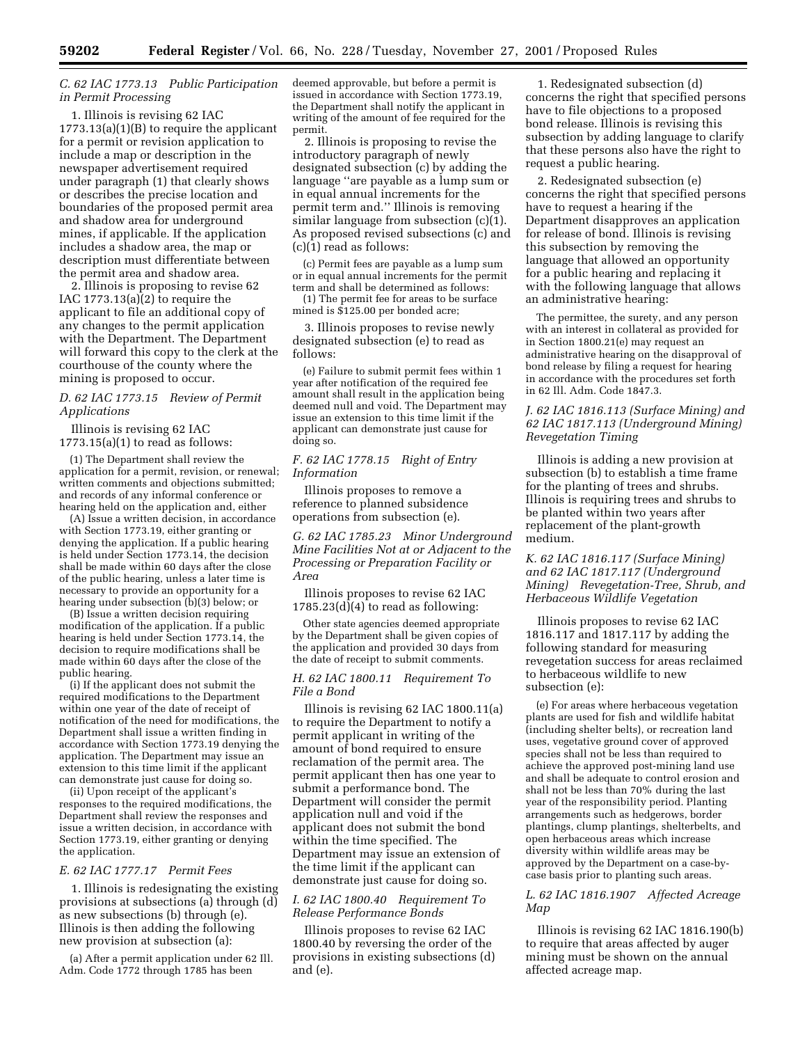### C. 62 IAC 1773.13 Public Participation in Permit Processing

1. Illinois is revising 62 IAC 1773.13(a)(1)(B) to require the applicant for a permit or revision application to include a map or description in the newspaper advertisement required under paragraph (1) that clearly shows or describes the precise location and boundaries of the proposed permit area and shadow area for underground mines, if applicable. If the application includes a shadow area, the map or description must differentiate between the permit area and shadow area.

2. Illinois is proposing to revise 62 IAC 1773.13(a)(2) to require the applicant to file an additional copy of any changes to the permit application with the Department. The Department will forward this copy to the clerk at the courthouse of the county where the mining is proposed to occur.

### D. 62 IAC 1773.15 Review of Permit Applications

Illinois is revising 62 IAC 1773.15(a)(1) to read as follows:

> (1) The Department shall review the application for a permit, revision, or renewal; written comments and objections submitted; and records of any informal conference or hearing held on the application and, either
>
> (A) Issue a written decision, in accordance with Section 1773.19, either granting or denying the application. If a public hearing is held under Section 1773.14, the decision shall be made within 60 days after the close of the public hearing, unless a later time is necessary to provide an opportunity for a hearing under subsection (b)(3) below; or
>
> (B) Issue a written decision requiring modification of the application. If a public hearing is held under Section 1773.14, the decision to require modifications shall be made within 60 days after the close of the public hearing.
>
> (i) If the applicant does not submit the required modifications to the Department within one year of the date of receipt of notification of the need for modifications, the Department shall issue a written finding in accordance with Section 1773.19 denying the application. The Department may issue an extension to this time limit if the applicant can demonstrate just cause for doing so.
>
> (ii) Upon receipt of the applicant's responses to the required modifications, the Department shall review the responses and issue a written decision, in accordance with Section 1773.19, either granting or denying the application.

### E. 62 IAC 1777.17 Permit Fees

1. Illinois is redesignating the existing provisions at subsections (a) through (d) as new subsections (b) through (e). Illinois is then adding the following new provision at subsection (a):

> (a) After a permit application under 62 Ill. Adm. Code 1772 through 1785 has been deemed approvable, but before a permit is issued in accordance with Section 1773.19, the Department shall notify the applicant in writing of the amount of fee required for the permit.

2. Illinois is proposing to revise the introductory paragraph of newly designated subsection (c) by adding the language "are payable as a lump sum or in equal annual increments for the permit term and." Illinois is removing similar language from subsection (c)(1). As proposed revised subsections (c) and (c)(1) read as follows:

> (c) Permit fees are payable as a lump sum or in equal annual increments for the permit term and shall be determined as follows:
>
> (1) The permit fee for areas to be surface mined is $125.00 per bonded acre;

3. Illinois proposes to revise newly designated subsection (e) to read as follows:

> (e) Failure to submit permit fees within 1 year after notification of the required fee amount shall result in the application being deemed null and void. The Department may issue an extension to this time limit if the applicant can demonstrate just cause for doing so.

### F. 62 IAC 1778.15 Right of Entry Information

Illinois proposes to remove a reference to planned subsidence operations from subsection (e).

### G. 62 IAC 1785.23 Minor Underground Mine Facilities Not at or Adjacent to the Processing or Preparation Facility or Area

Illinois proposes to revise 62 IAC 1785.23(d)(4) to read as following:

> Other state agencies deemed appropriate by the Department shall be given copies of the application and provided 30 days from the date of receipt to submit comments.

### H. 62 IAC 1800.11 Requirement To File a Bond

Illinois is revising 62 IAC 1800.11(a) to require the Department to notify a permit applicant in writing of the amount of bond required to ensure reclamation of the permit area. The permit applicant then has one year to submit a performance bond. The Department will consider the permit application null and void if the applicant does not submit the bond within the time specified. The Department may issue an extension of the time limit if the applicant can demonstrate just cause for doing so.

### I. 62 IAC 1800.40 Requirement To Release Performance Bonds

Illinois proposes to revise 62 IAC 1800.40 by reversing the order of the provisions in existing subsections (d) and (e).

1. Redesignated subsection (d) concerns the right that specified persons have to file objections to a proposed bond release. Illinois is revising this subsection by adding language to clarify that these persons also have the right to request a public hearing.

2. Redesignated subsection (e) concerns the right that specified persons have to request a hearing if the Department disapproves an application for release of bond. Illinois is revising this subsection by removing the language that allowed an opportunity for a public hearing and replacing it with the following language that allows an administrative hearing:

> The permittee, the surety, and any person with an interest in collateral as provided for in Section 1800.21(e) may request an administrative hearing on the disapproval of bond release by filing a request for hearing in accordance with the procedures set forth in 62 Ill. Adm. Code 1847.3.

### J. 62 IAC 1816.113 (Surface Mining) and 62 IAC 1817.113 (Underground Mining) Revegetation Timing

Illinois is adding a new provision at subsection (b) to establish a time frame for the planting of trees and shrubs. Illinois is requiring trees and shrubs to be planted within two years after replacement of the plant-growth medium.

### K. 62 IAC 1816.117 (Surface Mining) and 62 IAC 1817.117 (Underground Mining) Revegetation-Tree, Shrub, and Herbaceous Wildlife Vegetation

Illinois proposes to revise 62 IAC 1816.117 and 1817.117 by adding the following standard for measuring revegetation success for areas reclaimed to herbaceous wildlife to new subsection (e):

> (e) For areas where herbaceous vegetation plants are used for fish and wildlife habitat (including shelter belts), or recreation land uses, vegetative ground cover of approved species shall not be less than required to achieve the approved post-mining land use and shall be adequate to control erosion and shall not be less than 70% during the last year of the responsibility period. Planting arrangements such as hedgerows, border plantings, clump plantings, shelterbelts, and open herbaceous areas which increase diversity within wildlife areas may be approved by the Department on a case-by-case basis prior to planting such areas.

### L. 62 IAC 1816.1907 Affected Acreage Map

Illinois is revising 62 IAC 1816.190(b) to require that areas affected by auger mining must be shown on the annual affected acreage map.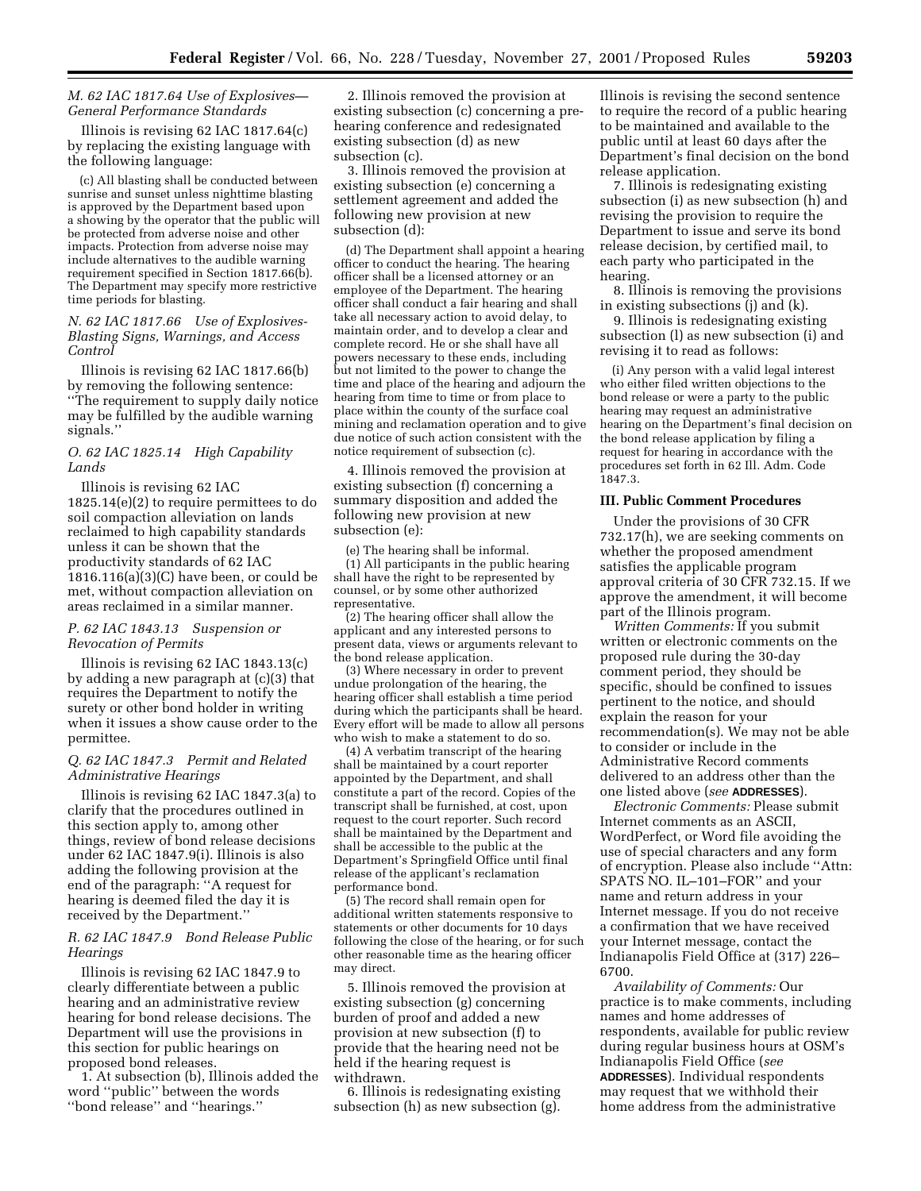### *M. 62 IAC 1817.64 Use of Explosives—General Performance Standards*

Illinois is revising 62 IAC 1817.64(c) by replacing the existing language with the following language:

(c) All blasting shall be conducted between sunrise and sunset unless nighttime blasting is approved by the Department based upon a showing by the operator that the public will be protected from adverse noise and other impacts. Protection from adverse noise may include alternatives to the audible warning requirement specified in Section 1817.66(b). The Department may specify more restrictive time periods for blasting.

### *N. 62 IAC 1817.66 Use of Explosives-Blasting Signs, Warnings, and Access Control*

Illinois is revising 62 IAC 1817.66(b) by removing the following sentence: ''The requirement to supply daily notice may be fulfilled by the audible warning signals.''

### *O. 62 IAC 1825.14 High Capability Lands*

Illinois is revising 62 IAC 1825.14(e)(2) to require permittees to do soil compaction alleviation on lands reclaimed to high capability standards unless it can be shown that the productivity standards of 62 IAC 1816.116(a)(3)(C) have been, or could be met, without compaction alleviation on areas reclaimed in a similar manner.

### *P. 62 IAC 1843.13 Suspension or Revocation of Permits*

Illinois is revising 62 IAC 1843.13(c) by adding a new paragraph at (c)(3) that requires the Department to notify the surety or other bond holder in writing when it issues a show cause order to the permittee.

### *Q. 62 IAC 1847.3 Permit and Related Administrative Hearings*

Illinois is revising 62 IAC 1847.3(a) to clarify that the procedures outlined in this section apply to, among other things, review of bond release decisions under 62 IAC 1847.9(i). Illinois is also adding the following provision at the end of the paragraph: ''A request for hearing is deemed filed the day it is received by the Department.''

### *R. 62 IAC 1847.9 Bond Release Public Hearings*

Illinois is revising 62 IAC 1847.9 to clearly differentiate between a public hearing and an administrative review hearing for bond release decisions. The Department will use the provisions in this section for public hearings on proposed bond releases.

1. At subsection (b), Illinois added the word ''public'' between the words ''bond release'' and ''hearings.''

2. Illinois removed the provision at existing subsection (c) concerning a pre-hearing conference and redesignated existing subsection (d) as new subsection (c).

3. Illinois removed the provision at existing subsection (e) concerning a settlement agreement and added the following new provision at new subsection (d):

(d) The Department shall appoint a hearing officer to conduct the hearing. The hearing officer shall be a licensed attorney or an employee of the Department. The hearing officer shall conduct a fair hearing and shall take all necessary action to avoid delay, to maintain order, and to develop a clear and complete record. He or she shall have all powers necessary to these ends, including but not limited to the power to change the time and place of the hearing and adjourn the hearing from time to time or from place to place within the county of the surface coal mining and reclamation operation and to give due notice of such action consistent with the notice requirement of subsection (c).

4. Illinois removed the provision at existing subsection (f) concerning a summary disposition and added the following new provision at new subsection (e):

(e) The hearing shall be informal.

(1) All participants in the public hearing shall have the right to be represented by counsel, or by some other authorized representative.

(2) The hearing officer shall allow the applicant and any interested persons to present data, views or arguments relevant to the bond release application.

(3) Where necessary in order to prevent undue prolongation of the hearing, the hearing officer shall establish a time period during which the participants shall be heard. Every effort will be made to allow all persons who wish to make a statement to do so.

(4) A verbatim transcript of the hearing shall be maintained by a court reporter appointed by the Department, and shall constitute a part of the record. Copies of the transcript shall be furnished, at cost, upon request to the court reporter. Such record shall be maintained by the Department and shall be accessible to the public at the Department's Springfield Office until final release of the applicant's reclamation performance bond.

(5) The record shall remain open for additional written statements responsive to statements or other documents for 10 days following the close of the hearing, or for such other reasonable time as the hearing officer may direct.

5. Illinois removed the provision at existing subsection (g) concerning burden of proof and added a new provision at new subsection (f) to provide that the hearing need not be held if the hearing request is withdrawn.

6. Illinois is redesignating existing subsection (h) as new subsection (g). Illinois is revising the second sentence to require the record of a public hearing to be maintained and available to the public until at least 60 days after the Department's final decision on the bond release application.

7. Illinois is redesignating existing subsection (i) as new subsection (h) and revising the provision to require the Department to issue and serve its bond release decision, by certified mail, to each party who participated in the hearing.

8. Illinois is removing the provisions in existing subsections (j) and (k).

9. Illinois is redesignating existing subsection (l) as new subsection (i) and revising it to read as follows:

(i) Any person with a valid legal interest who either filed written objections to the bond release or were a party to the public hearing may request an administrative hearing on the Department's final decision on the bond release application by filing a request for hearing in accordance with the procedures set forth in 62 Ill. Adm. Code 1847.3.

## III. Public Comment Procedures

Under the provisions of 30 CFR 732.17(h), we are seeking comments on whether the proposed amendment satisfies the applicable program approval criteria of 30 CFR 732.15. If we approve the amendment, it will become part of the Illinois program.

*Written Comments:* If you submit written or electronic comments on the proposed rule during the 30-day comment period, they should be specific, should be confined to issues pertinent to the notice, and should explain the reason for your recommendation(s). We may not be able to consider or include in the Administrative Record comments delivered to an address other than the one listed above (*see* **ADDRESSES**).

*Electronic Comments:* Please submit Internet comments as an ASCII, WordPerfect, or Word file avoiding the use of special characters and any form of encryption. Please also include ''Attn: SPATS NO. IL–101–FOR'' and your name and return address in your Internet message. If you do not receive a confirmation that we have received your Internet message, contact the Indianapolis Field Office at (317) 226–6700.

*Availability of Comments:* Our practice is to make comments, including names and home addresses of respondents, available for public review during regular business hours at OSM's Indianapolis Field Office (*see* **ADDRESSES**). Individual respondents may request that we withhold their home address from the administrative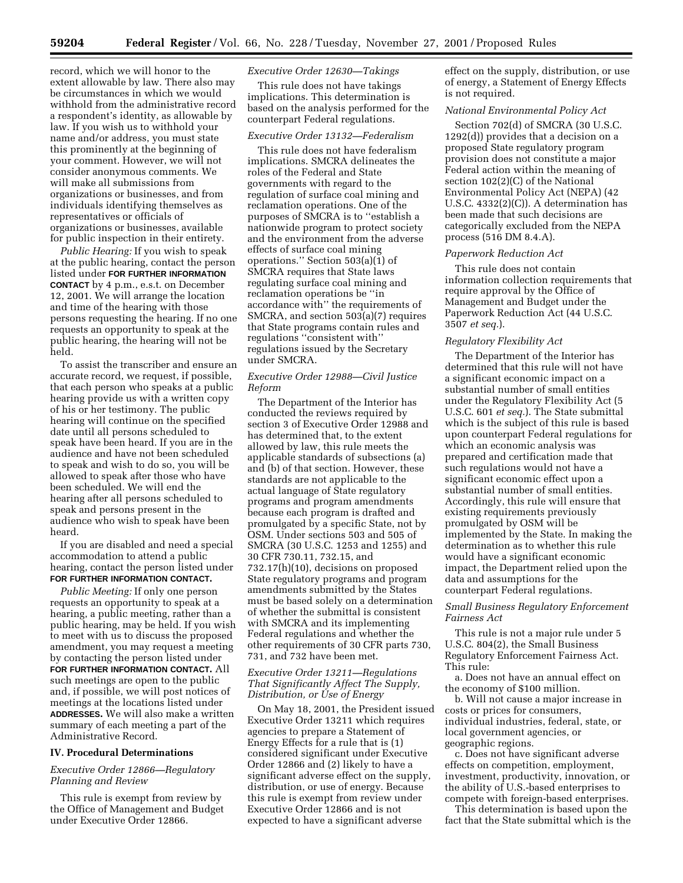record, which we will honor to the extent allowable by law. There also may be circumstances in which we would withhold from the administrative record a respondent's identity, as allowable by law. If you wish us to withhold your name and/or address, you must state this prominently at the beginning of your comment. However, we will not consider anonymous comments. We will make all submissions from organizations or businesses, and from individuals identifying themselves as representatives or officials of organizations or businesses, available for public inspection in their entirety.

*Public Hearing:* If you wish to speak at the public hearing, contact the person listed under **FOR FURTHER INFORMATION CONTACT** by 4 p.m., e.s.t. on December 12, 2001. We will arrange the location and time of the hearing with those persons requesting the hearing. If no one requests an opportunity to speak at the public hearing, the hearing will not be held.

To assist the transcriber and ensure an accurate record, we request, if possible, that each person who speaks at a public hearing provide us with a written copy of his or her testimony. The public hearing will continue on the specified date until all persons scheduled to speak have been heard. If you are in the audience and have not been scheduled to speak and wish to do so, you will be allowed to speak after those who have been scheduled. We will end the hearing after all persons scheduled to speak and persons present in the audience who wish to speak have been heard.

If you are disabled and need a special accommodation to attend a public hearing, contact the person listed under **FOR FURTHER INFORMATION CONTACT.**

*Public Meeting:* If only one person requests an opportunity to speak at a hearing, a public meeting, rather than a public hearing, may be held. If you wish to meet with us to discuss the proposed amendment, you may request a meeting by contacting the person listed under **FOR FURTHER INFORMATION CONTACT.** All such meetings are open to the public and, if possible, we will post notices of meetings at the locations listed under **ADDRESSES.** We will also make a written summary of each meeting a part of the Administrative Record.

## IV. Procedural Determinations

### *Executive Order 12866—Regulatory Planning and Review*

This rule is exempt from review by the Office of Management and Budget under Executive Order 12866.

### *Executive Order 12630—Takings*

This rule does not have takings implications. This determination is based on the analysis performed for the counterpart Federal regulations.

### *Executive Order 13132—Federalism*

This rule does not have federalism implications. SMCRA delineates the roles of the Federal and State governments with regard to the regulation of surface coal mining and reclamation operations. One of the purposes of SMCRA is to ''establish a nationwide program to protect society and the environment from the adverse effects of surface coal mining operations.'' Section 503(a)(1) of SMCRA requires that State laws regulating surface coal mining and reclamation operations be ''in accordance with'' the requirements of SMCRA, and section 503(a)(7) requires that State programs contain rules and regulations ''consistent with'' regulations issued by the Secretary under SMCRA.

### *Executive Order 12988—Civil Justice Reform*

The Department of the Interior has conducted the reviews required by section 3 of Executive Order 12988 and has determined that, to the extent allowed by law, this rule meets the applicable standards of subsections (a) and (b) of that section. However, these standards are not applicable to the actual language of State regulatory programs and program amendments because each program is drafted and promulgated by a specific State, not by OSM. Under sections 503 and 505 of SMCRA (30 U.S.C. 1253 and 1255) and 30 CFR 730.11, 732.15, and 732.17(h)(10), decisions on proposed State regulatory programs and program amendments submitted by the States must be based solely on a determination of whether the submittal is consistent with SMCRA and its implementing Federal regulations and whether the other requirements of 30 CFR parts 730, 731, and 732 have been met.

### *Executive Order 13211—Regulations That Significantly Affect The Supply, Distribution, or Use of Energy*

On May 18, 2001, the President issued Executive Order 13211 which requires agencies to prepare a Statement of Energy Effects for a rule that is (1) considered significant under Executive Order 12866 and (2) likely to have a significant adverse effect on the supply, distribution, or use of energy. Because this rule is exempt from review under Executive Order 12866 and is not expected to have a significant adverse effect on the supply, distribution, or use of energy, a Statement of Energy Effects is not required.

### *National Environmental Policy Act*

Section 702(d) of SMCRA (30 U.S.C. 1292(d)) provides that a decision on a proposed State regulatory program provision does not constitute a major Federal action within the meaning of section 102(2)(C) of the National Environmental Policy Act (NEPA) (42 U.S.C. 4332(2)(C)). A determination has been made that such decisions are categorically excluded from the NEPA process (516 DM 8.4.A).

### *Paperwork Reduction Act*

This rule does not contain information collection requirements that require approval by the Office of Management and Budget under the Paperwork Reduction Act (44 U.S.C. 3507 *et seq.*).

### *Regulatory Flexibility Act*

The Department of the Interior has determined that this rule will not have a significant economic impact on a substantial number of small entities under the Regulatory Flexibility Act (5 U.S.C. 601 *et seq.*). The State submittal which is the subject of this rule is based upon counterpart Federal regulations for which an economic analysis was prepared and certification made that such regulations would not have a significant economic effect upon a substantial number of small entities. Accordingly, this rule will ensure that existing requirements previously promulgated by OSM will be implemented by the State. In making the determination as to whether this rule would have a significant economic impact, the Department relied upon the data and assumptions for the counterpart Federal regulations.

### *Small Business Regulatory Enforcement Fairness Act*

This rule is not a major rule under 5 U.S.C. 804(2), the Small Business Regulatory Enforcement Fairness Act. This rule:

a. Does not have an annual effect on the economy of $100 million.

b. Will not cause a major increase in costs or prices for consumers, individual industries, federal, state, or local government agencies, or geographic regions.

c. Does not have significant adverse effects on competition, employment, investment, productivity, innovation, or the ability of U.S.-based enterprises to compete with foreign-based enterprises.

This determination is based upon the fact that the State submittal which is the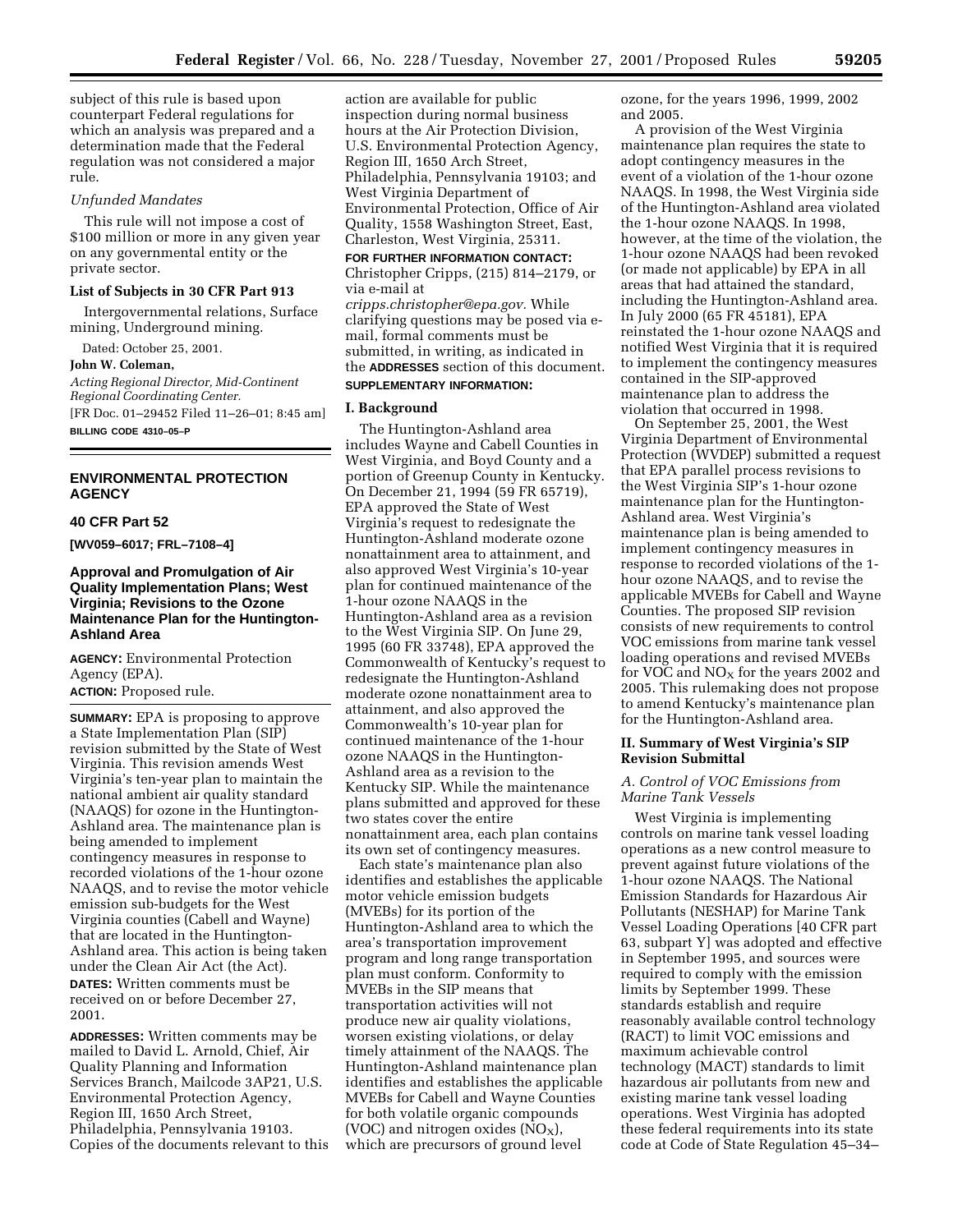subject of this rule is based upon counterpart Federal regulations for which an analysis was prepared and a determination made that the Federal regulation was not considered a major rule.

*Unfunded Mandates*

This rule will not impose a cost of $100 million or more in any given year on any governmental entity or the private sector.

**List of Subjects in 30 CFR Part 913**

Intergovernmental relations, Surface mining, Underground mining.

Dated: October 25, 2001.

**John W. Coleman,**

*Acting Regional Director, Mid-Continent Regional Coordinating Center.*

[FR Doc. 01–29452 Filed 11–26–01; 8:45 am]

**BILLING CODE 4310–05–P**

---

## ENVIRONMENTAL PROTECTION AGENCY

### 40 CFR Part 52

**[WV059–6017; FRL–7108–4]**

### Approval and Promulgation of Air Quality Implementation Plans; West Virginia; Revisions to the Ozone Maintenance Plan for the Huntington-Ashland Area

**AGENCY:** Environmental Protection Agency (EPA).

**ACTION:** Proposed rule.

**SUMMARY:** EPA is proposing to approve a State Implementation Plan (SIP) revision submitted by the State of West Virginia. This revision amends West Virginia's ten-year plan to maintain the national ambient air quality standard (NAAQS) for ozone in the Huntington-Ashland area. The maintenance plan is being amended to implement contingency measures in response to recorded violations of the 1-hour ozone NAAQS, and to revise the motor vehicle emission sub-budgets for the West Virginia counties (Cabell and Wayne) that are located in the Huntington-Ashland area. This action is being taken under the Clean Air Act (the Act).

**DATES:** Written comments must be received on or before December 27, 2001.

**ADDRESSES:** Written comments may be mailed to David L. Arnold, Chief, Air Quality Planning and Information Services Branch, Mailcode 3AP21, U.S. Environmental Protection Agency, Region III, 1650 Arch Street, Philadelphia, Pennsylvania 19103. Copies of the documents relevant to this action are available for public inspection during normal business hours at the Air Protection Division, U.S. Environmental Protection Agency, Region III, 1650 Arch Street, Philadelphia, Pennsylvania 19103; and West Virginia Department of Environmental Protection, Office of Air Quality, 1558 Washington Street, East, Charleston, West Virginia, 25311.

**FOR FURTHER INFORMATION CONTACT:** Christopher Cripps, (215) 814–2179, or via e-mail at *cripps.christopher@epa.gov.* While clarifying questions may be posed via e-mail, formal comments must be submitted, in writing, as indicated in the **ADDRESSES** section of this document.

**SUPPLEMENTARY INFORMATION:**

#### I. Background

The Huntington-Ashland area includes Wayne and Cabell Counties in West Virginia, and Boyd County and a portion of Greenup County in Kentucky. On December 21, 1994 (59 FR 65719), EPA approved the State of West Virginia's request to redesignate the Huntington-Ashland moderate ozone nonattainment area to attainment, and also approved West Virginia's 10-year plan for continued maintenance of the 1-hour ozone NAAQS in the Huntington-Ashland area as a revision to the West Virginia SIP. On June 29, 1995 (60 FR 33748), EPA approved the Commonwealth of Kentucky's request to redesignate the Huntington-Ashland moderate ozone nonattainment area to attainment, and also approved the Commonwealth's 10-year plan for continued maintenance of the 1-hour ozone NAAQS in the Huntington-Ashland area as a revision to the Kentucky SIP. While the maintenance plans submitted and approved for these two states cover the entire nonattainment area, each plan contains its own set of contingency measures.

Each state's maintenance plan also identifies and establishes the applicable motor vehicle emission budgets (MVEBs) for its portion of the Huntington-Ashland area to which the area's transportation improvement program and long range transportation plan must conform. Conformity to MVEBs in the SIP means that transportation activities will not produce new air quality violations, worsen existing violations, or delay timely attainment of the NAAQS. The Huntington-Ashland maintenance plan identifies and establishes the applicable MVEBs for Cabell and Wayne Counties for both volatile organic compounds (VOC) and nitrogen oxides ($NO_X$), which are precursors of ground level ozone, for the years 1996, 1999, 2002 and 2005.

A provision of the West Virginia maintenance plan requires the state to adopt contingency measures in the event of a violation of the 1-hour ozone NAAQS. In 1998, the West Virginia side of the Huntington-Ashland area violated the 1-hour ozone NAAQS. In 1998, however, at the time of the violation, the 1-hour ozone NAAQS had been revoked (or made not applicable) by EPA in all areas that had attained the standard, including the Huntington-Ashland area. In July 2000 (65 FR 45181), EPA reinstated the 1-hour ozone NAAQS and notified West Virginia that it is required to implement the contingency measures contained in the SIP-approved maintenance plan to address the violation that occurred in 1998.

On September 25, 2001, the West Virginia Department of Environmental Protection (WVDEP) submitted a request that EPA parallel process revisions to the West Virginia SIP's 1-hour ozone maintenance plan for the Huntington-Ashland area. West Virginia's maintenance plan is being amended to implement contingency measures in response to recorded violations of the 1-hour ozone NAAQS, and to revise the applicable MVEBs for Cabell and Wayne Counties. The proposed SIP revision consists of new requirements to control VOC emissions from marine tank vessel loading operations and revised MVEBs for VOC and $NO_X$ for the years 2002 and 2005. This rulemaking does not propose to amend Kentucky's maintenance plan for the Huntington-Ashland area.

#### II. Summary of West Virginia's SIP Revision Submittal

*A. Control of VOC Emissions from Marine Tank Vessels*

West Virginia is implementing controls on marine tank vessel loading operations as a new control measure to prevent against future violations of the 1-hour ozone NAAQS. The National Emission Standards for Hazardous Air Pollutants (NESHAP) for Marine Tank Vessel Loading Operations [40 CFR part 63, subpart Y] was adopted and effective in September 1995, and sources were required to comply with the emission limits by September 1999. These standards establish and require reasonably available control technology (RACT) to limit VOC emissions and maximum achievable control technology (MACT) standards to limit hazardous air pollutants from new and existing marine tank vessel loading operations. West Virginia has adopted these federal requirements into its state code at Code of State Regulation 45–34–